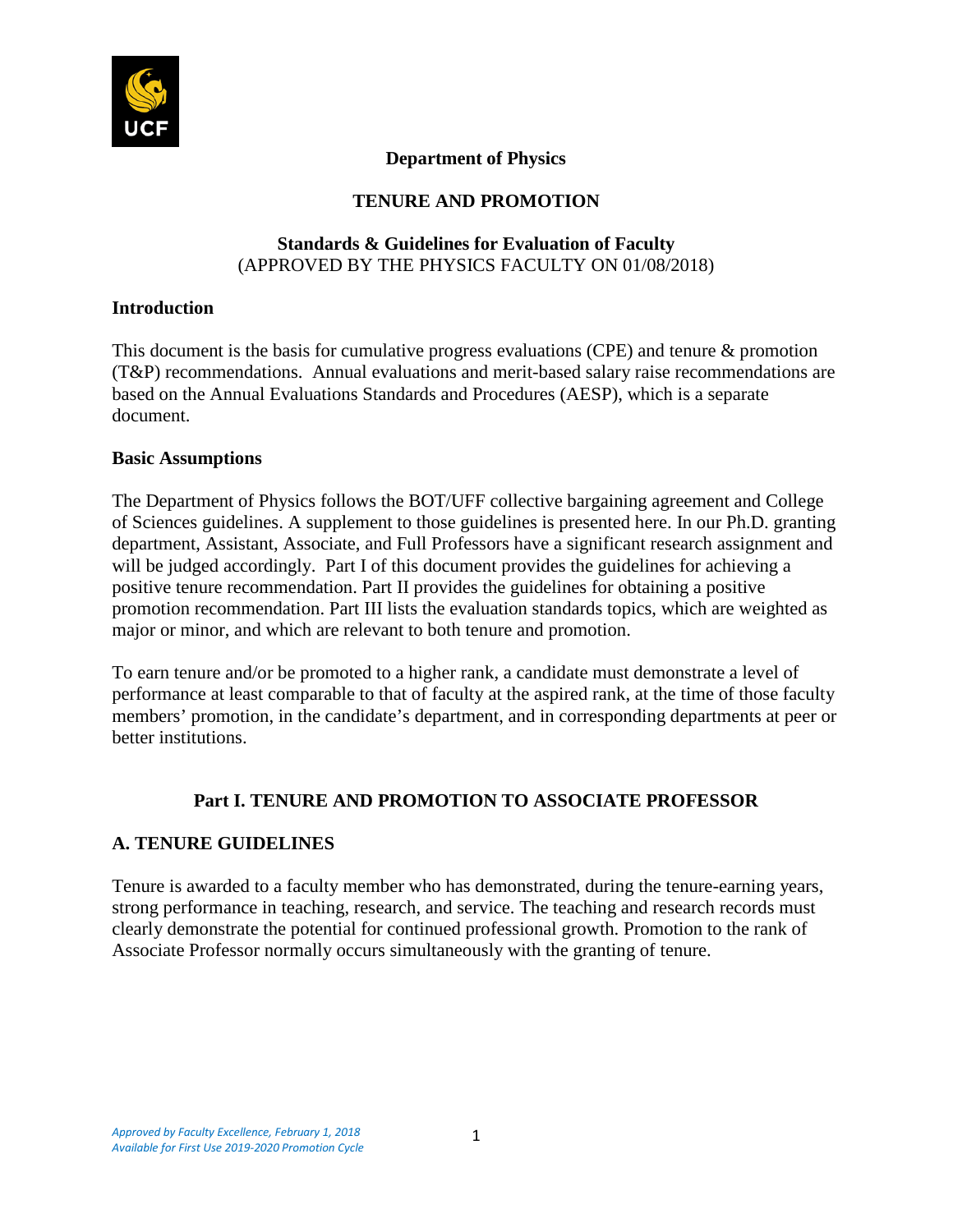**Department of Physics**

**TENURE AND PROMOTION**

**Standards & Guidelines for Evaluation of Faculty**
(APPROVED BY THE PHYSICS FACULTY ON 01/08/2018)

## Introduction

This document is the basis for cumulative progress evaluations (CPE) and tenure & promotion (T&P) recommendations. Annual evaluations and merit-based salary raise recommendations are based on the Annual Evaluations Standards and Procedures (AESP), which is a separate document.

## Basic Assumptions

The Department of Physics follows the BOT/UFF collective bargaining agreement and College of Sciences guidelines. A supplement to those guidelines is presented here. In our Ph.D. granting department, Assistant, Associate, and Full Professors have a significant research assignment and will be judged accordingly. Part I of this document provides the guidelines for achieving a positive tenure recommendation. Part II provides the guidelines for obtaining a positive promotion recommendation. Part III lists the evaluation standards topics, which are weighted as major or minor, and which are relevant to both tenure and promotion.

To earn tenure and/or be promoted to a higher rank, a candidate must demonstrate a level of performance at least comparable to that of faculty at the aspired rank, at the time of those faculty members' promotion, in the candidate's department, and in corresponding departments at peer or better institutions.

# Part I. TENURE AND PROMOTION TO ASSOCIATE PROFESSOR

## A. TENURE GUIDELINES

Tenure is awarded to a faculty member who has demonstrated, during the tenure-earning years, strong performance in teaching, research, and service. The teaching and research records must clearly demonstrate the potential for continued professional growth. Promotion to the rank of Associate Professor normally occurs simultaneously with the granting of tenure.

*Approved by Faculty Excellence, February 1, 2018*
*Available for First Use 2019-2020 Promotion Cycle*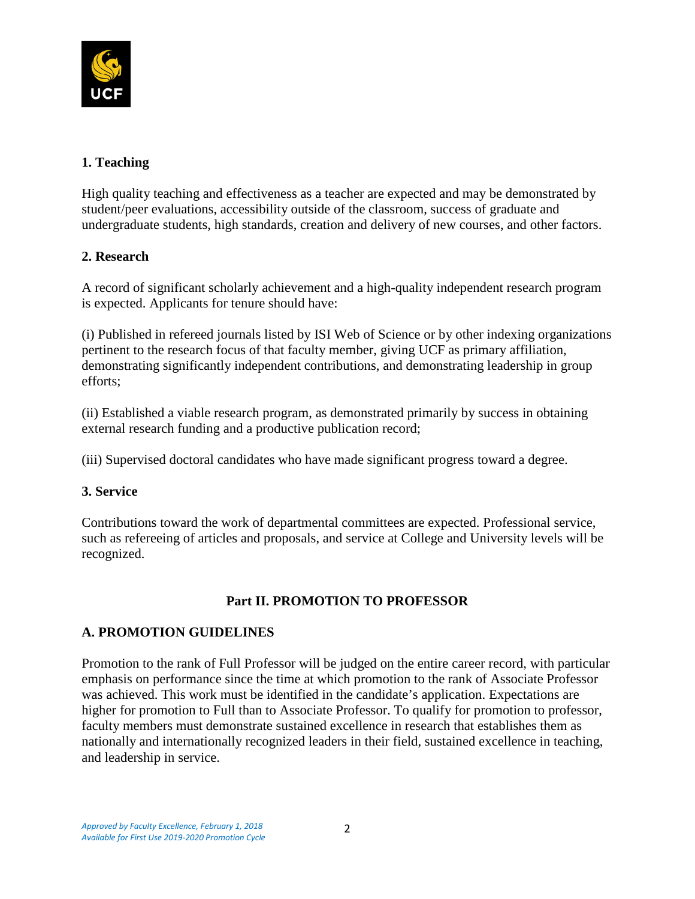### 1. Teaching

High quality teaching and effectiveness as a teacher are expected and may be demonstrated by student/peer evaluations, accessibility outside of the classroom, success of graduate and undergraduate students, high standards, creation and delivery of new courses, and other factors.

### 2. Research

A record of significant scholarly achievement and a high-quality independent research program is expected. Applicants for tenure should have:

(i) Published in refereed journals listed by ISI Web of Science or by other indexing organizations pertinent to the research focus of that faculty member, giving UCF as primary affiliation, demonstrating significantly independent contributions, and demonstrating leadership in group efforts;

(ii) Established a viable research program, as demonstrated primarily by success in obtaining external research funding and a productive publication record;

(iii) Supervised doctoral candidates who have made significant progress toward a degree.

### 3. Service

Contributions toward the work of departmental committees are expected. Professional service, such as refereeing of articles and proposals, and service at College and University levels will be recognized.

## Part II. PROMOTION TO PROFESSOR

### A. PROMOTION GUIDELINES

Promotion to the rank of Full Professor will be judged on the entire career record, with particular emphasis on performance since the time at which promotion to the rank of Associate Professor was achieved. This work must be identified in the candidate's application. Expectations are higher for promotion to Full than to Associate Professor. To qualify for promotion to professor, faculty members must demonstrate sustained excellence in research that establishes them as nationally and internationally recognized leaders in their field, sustained excellence in teaching, and leadership in service.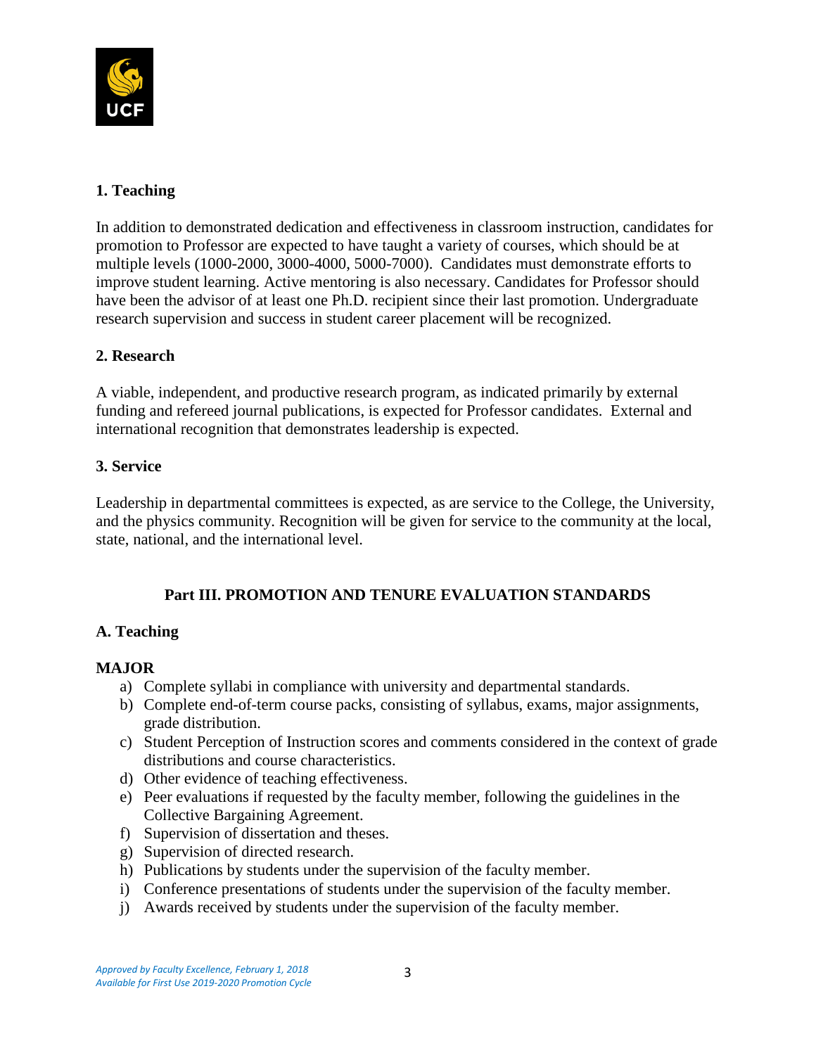### 1. Teaching

In addition to demonstrated dedication and effectiveness in classroom instruction, candidates for promotion to Professor are expected to have taught a variety of courses, which should be at multiple levels (1000-2000, 3000-4000, 5000-7000). Candidates must demonstrate efforts to improve student learning. Active mentoring is also necessary. Candidates for Professor should have been the advisor of at least one Ph.D. recipient since their last promotion. Undergraduate research supervision and success in student career placement will be recognized.

### 2. Research

A viable, independent, and productive research program, as indicated primarily by external funding and refereed journal publications, is expected for Professor candidates. External and international recognition that demonstrates leadership is expected.

### 3. Service

Leadership in departmental committees is expected, as are service to the College, the University, and the physics community. Recognition will be given for service to the community at the local, state, national, and the international level.

## Part III. PROMOTION AND TENURE EVALUATION STANDARDS

### A. Teaching

#### MAJOR

a) Complete syllabi in compliance with university and departmental standards.
b) Complete end-of-term course packs, consisting of syllabus, exams, major assignments, grade distribution.
c) Student Perception of Instruction scores and comments considered in the context of grade distributions and course characteristics.
d) Other evidence of teaching effectiveness.
e) Peer evaluations if requested by the faculty member, following the guidelines in the Collective Bargaining Agreement.
f) Supervision of dissertation and theses.
g) Supervision of directed research.
h) Publications by students under the supervision of the faculty member.
i) Conference presentations of students under the supervision of the faculty member.
j) Awards received by students under the supervision of the faculty member.

*Approved by Faculty Excellence, February 1, 2018*
*Available for First Use 2019-2020 Promotion Cycle*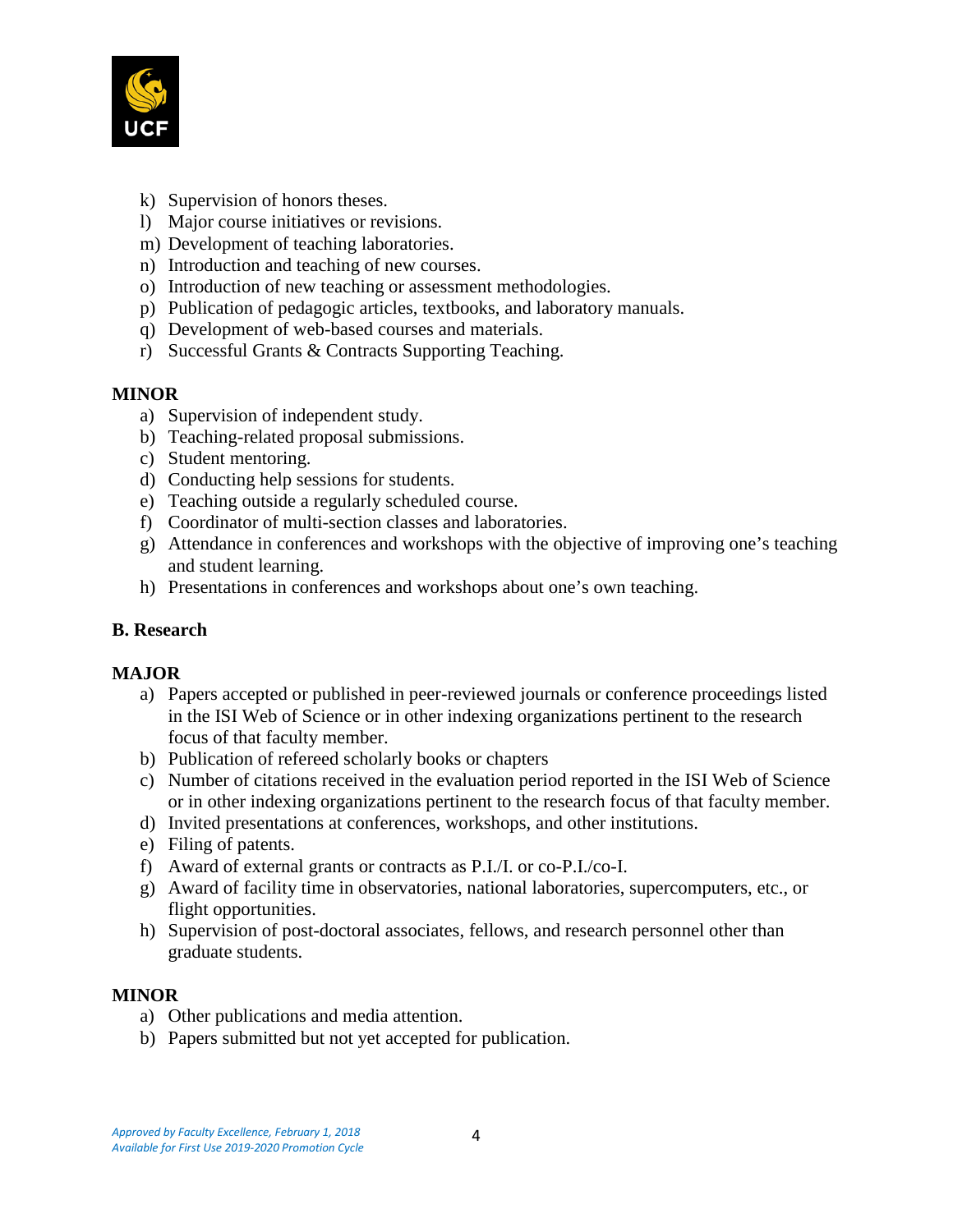k) Supervision of honors theses.
l) Major course initiatives or revisions.
m) Development of teaching laboratories.
n) Introduction and teaching of new courses.
o) Introduction of new teaching or assessment methodologies.
p) Publication of pedagogic articles, textbooks, and laboratory manuals.
q) Development of web-based courses and materials.
r) Successful Grants & Contracts Supporting Teaching.

**MINOR**

a) Supervision of independent study.
b) Teaching-related proposal submissions.
c) Student mentoring.
d) Conducting help sessions for students.
e) Teaching outside a regularly scheduled course.
f) Coordinator of multi-section classes and laboratories.
g) Attendance in conferences and workshops with the objective of improving one's teaching and student learning.
h) Presentations in conferences and workshops about one's own teaching.

**B. Research**

**MAJOR**

a) Papers accepted or published in peer-reviewed journals or conference proceedings listed in the ISI Web of Science or in other indexing organizations pertinent to the research focus of that faculty member.
b) Publication of refereed scholarly books or chapters
c) Number of citations received in the evaluation period reported in the ISI Web of Science or in other indexing organizations pertinent to the research focus of that faculty member.
d) Invited presentations at conferences, workshops, and other institutions.
e) Filing of patents.
f) Award of external grants or contracts as P.I./I. or co-P.I./co-I.
g) Award of facility time in observatories, national laboratories, supercomputers, etc., or flight opportunities.
h) Supervision of post-doctoral associates, fellows, and research personnel other than graduate students.

**MINOR**

a) Other publications and media attention.
b) Papers submitted but not yet accepted for publication.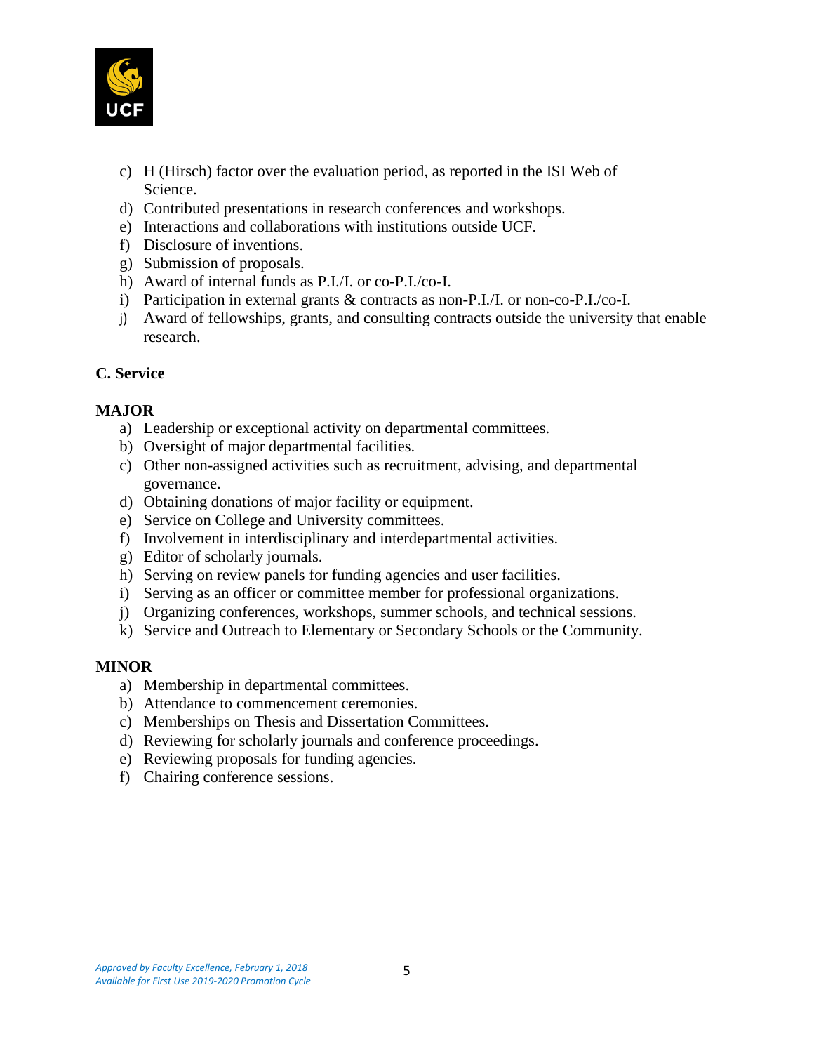c) H (Hirsch) factor over the evaluation period, as reported in the ISI Web of Science.
d) Contributed presentations in research conferences and workshops.
e) Interactions and collaborations with institutions outside UCF.
f) Disclosure of inventions.
g) Submission of proposals.
h) Award of internal funds as P.I./I. or co-P.I./co-I.
i) Participation in external grants & contracts as non-P.I./I. or non-co-P.I./co-I.
j) Award of fellowships, grants, and consulting contracts outside the university that enable research.

**C. Service**

**MAJOR**

a) Leadership or exceptional activity on departmental committees.
b) Oversight of major departmental facilities.
c) Other non-assigned activities such as recruitment, advising, and departmental governance.
d) Obtaining donations of major facility or equipment.
e) Service on College and University committees.
f) Involvement in interdisciplinary and interdepartmental activities.
g) Editor of scholarly journals.
h) Serving on review panels for funding agencies and user facilities.
i) Serving as an officer or committee member for professional organizations.
j) Organizing conferences, workshops, summer schools, and technical sessions.
k) Service and Outreach to Elementary or Secondary Schools or the Community.

**MINOR**

a) Membership in departmental committees.
b) Attendance to commencement ceremonies.
c) Memberships on Thesis and Dissertation Committees.
d) Reviewing for scholarly journals and conference proceedings.
e) Reviewing proposals for funding agencies.
f) Chairing conference sessions.